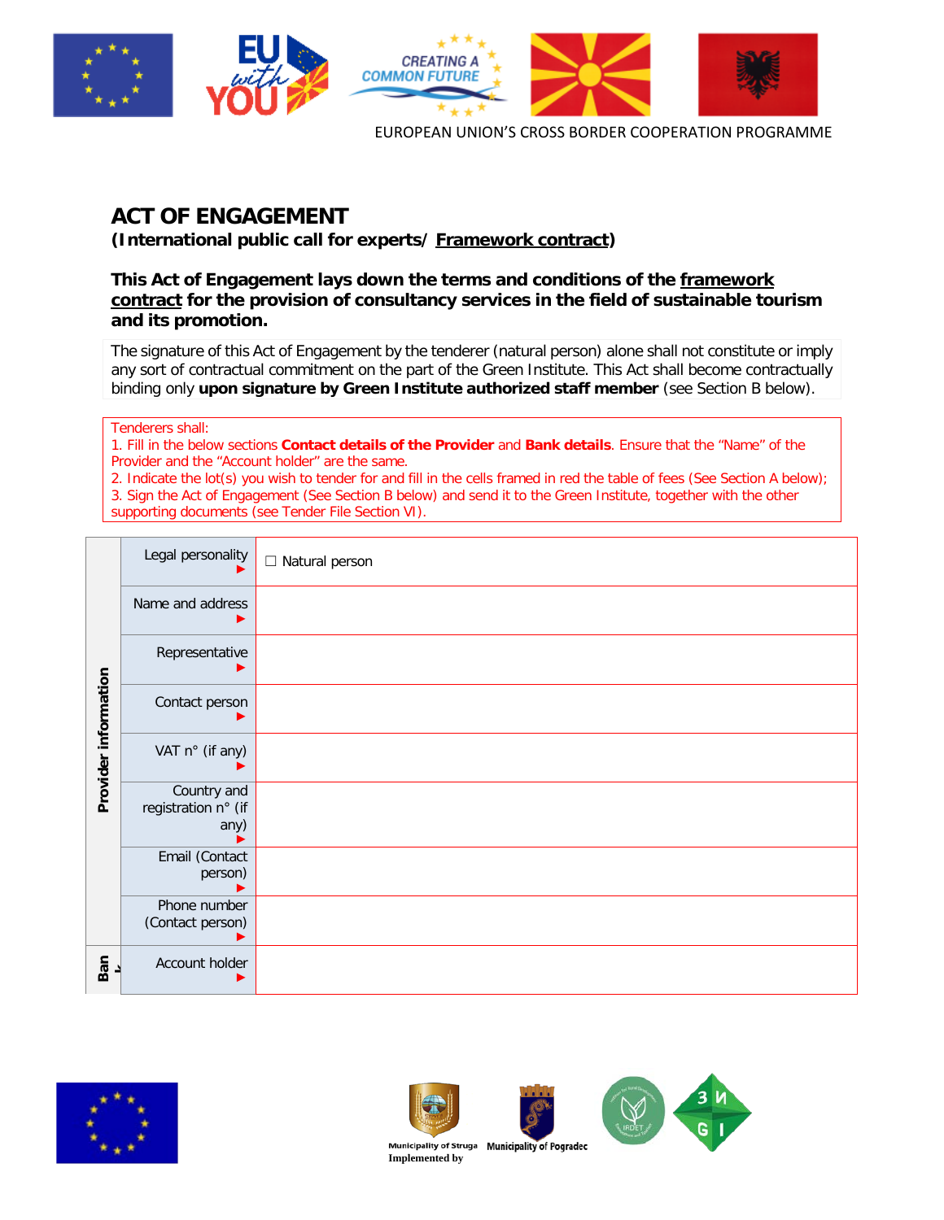EUROPEAN UNION'S CROSS BORDER COOPERATION PROGRAMME

# ACT OF ENGAGEMENT

**(International public call for experts/ Framework contract)**

**This Act of Engagement lays down the terms and conditions of the framework contract for the provision of consultancy services in the field of sustainable tourism and its promotion.**

The signature of this Act of Engagement by the tenderer (natural person) alone shall not constitute or imply any sort of contractual commitment on the part of the Green Institute. This Act shall become contractually binding only **upon signature by Green Institute authorized staff member** (see Section B below).

Tenderers shall:
1. Fill in the below sections **Contact details of the Provider** and **Bank details**. Ensure that the "Name" of the Provider and the "Account holder" are the same.
2. Indicate the lot(s) you wish to tender for and fill in the cells framed in red the table of fees (See Section A below);
3. Sign the Act of Engagement (See Section B below) and send it to the Green Institute, together with the other supporting documents (see Tender File Section VI).

| | | |
|---|---|---|
| **Provider information** | Legal personality ► | ☐ Natural person |
| | Name and address ► | |
| | Representative ► | |
| | Contact person ► | |
| | VAT n° (if any) ► | |
| | Country and registration n° (if any) ► | |
| | Email (Contact person) ► | |
| | Phone number (Contact person) ► | |
| **Bank** | Account holder ► | |

Municipality of Struga Municipality of Pogradec

Implemented by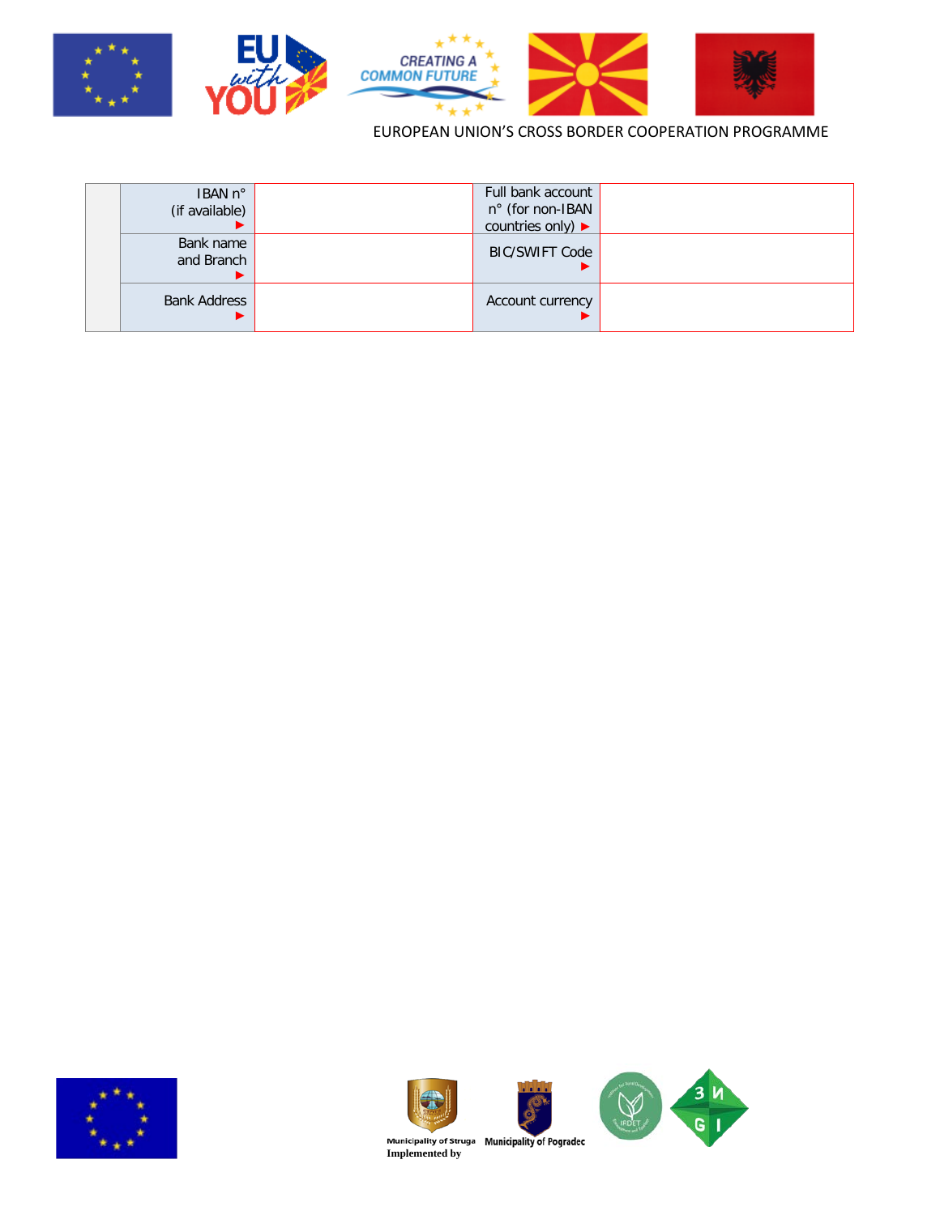| | IBAN n° (if available) ▶ | | Full bank account n° (for non-IBAN countries only) ▶ | |
|---|---|---|---|---|
| | Bank name and Branch ▶ | | BIC/SWIFT Code ▶ | |
| | Bank Address ▶ | | Account currency ▶ | |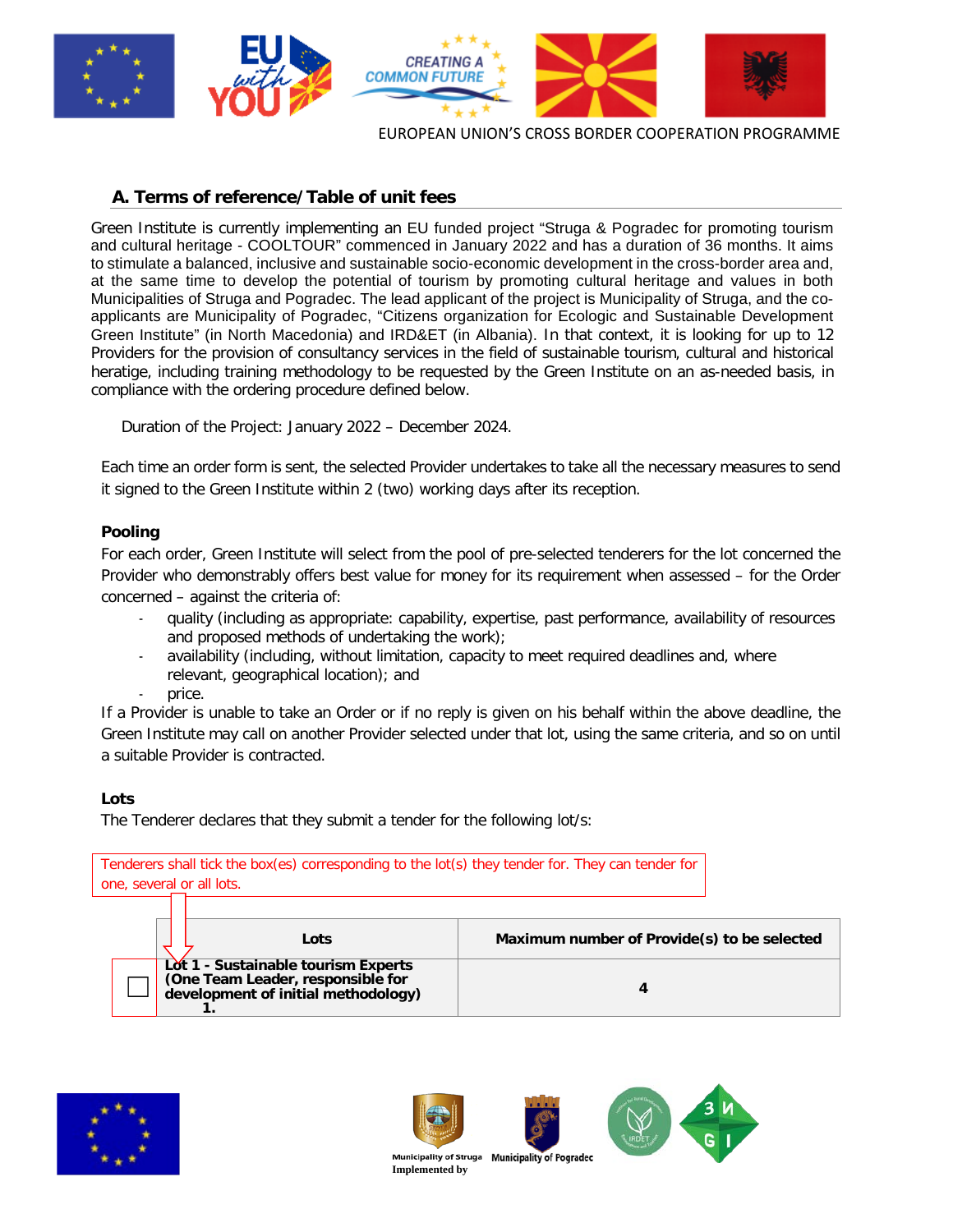## A. Terms of reference/Table of unit fees

Green Institute is currently implementing an EU funded project "Struga & Pogradec for promoting tourism and cultural heritage - COOLTOUR" commenced in January 2022 and has a duration of 36 months. It aims to stimulate a balanced, inclusive and sustainable socio-economic development in the cross-border area and, at the same time to develop the potential of tourism by promoting cultural heritage and values in both Municipalities of Struga and Pogradec. The lead applicant of the project is Municipality of Struga, and the co-applicants are Municipality of Pogradec, "Citizens organization for Ecologic and Sustainable Development Green Institute" (in North Macedonia) and IRD&ET (in Albania). In that context, it is looking for up to 12 Providers for the provision of consultancy services in the field of sustainable tourism, cultural and historical heratige, including training methodology to be requested by the Green Institute on an as-needed basis, in compliance with the ordering procedure defined below.

Duration of the Project: January 2022 – December 2024.

Each time an order form is sent, the selected Provider undertakes to take all the necessary measures to send it signed to the Green Institute within 2 (two) working days after its reception.

**Pooling**

For each order, Green Institute will select from the pool of pre-selected tenderers for the lot concerned the Provider who demonstrably offers best value for money for its requirement when assessed – for the Order concerned – against the criteria of:

- quality (including as appropriate: capability, expertise, past performance, availability of resources and proposed methods of undertaking the work);
- availability (including, without limitation, capacity to meet required deadlines and, where relevant, geographical location); and
- price.

If a Provider is unable to take an Order or if no reply is given on his behalf within the above deadline, the Green Institute may call on another Provider selected under that lot, using the same criteria, and so on until a suitable Provider is contracted.

**Lots**

The Tenderer declares that they submit a tender for the following lot/s:

Tenderers shall tick the box(es) corresponding to the lot(s) they tender for. They can tender for one, several or all lots.

| | Lots | Maximum number of Provide(s) to be selected |
|---|---|---|
| ☐ | **Lot 1 - Sustainable tourism Experts (One Team Leader, responsible for development of initial methodology) 1.** | **4** |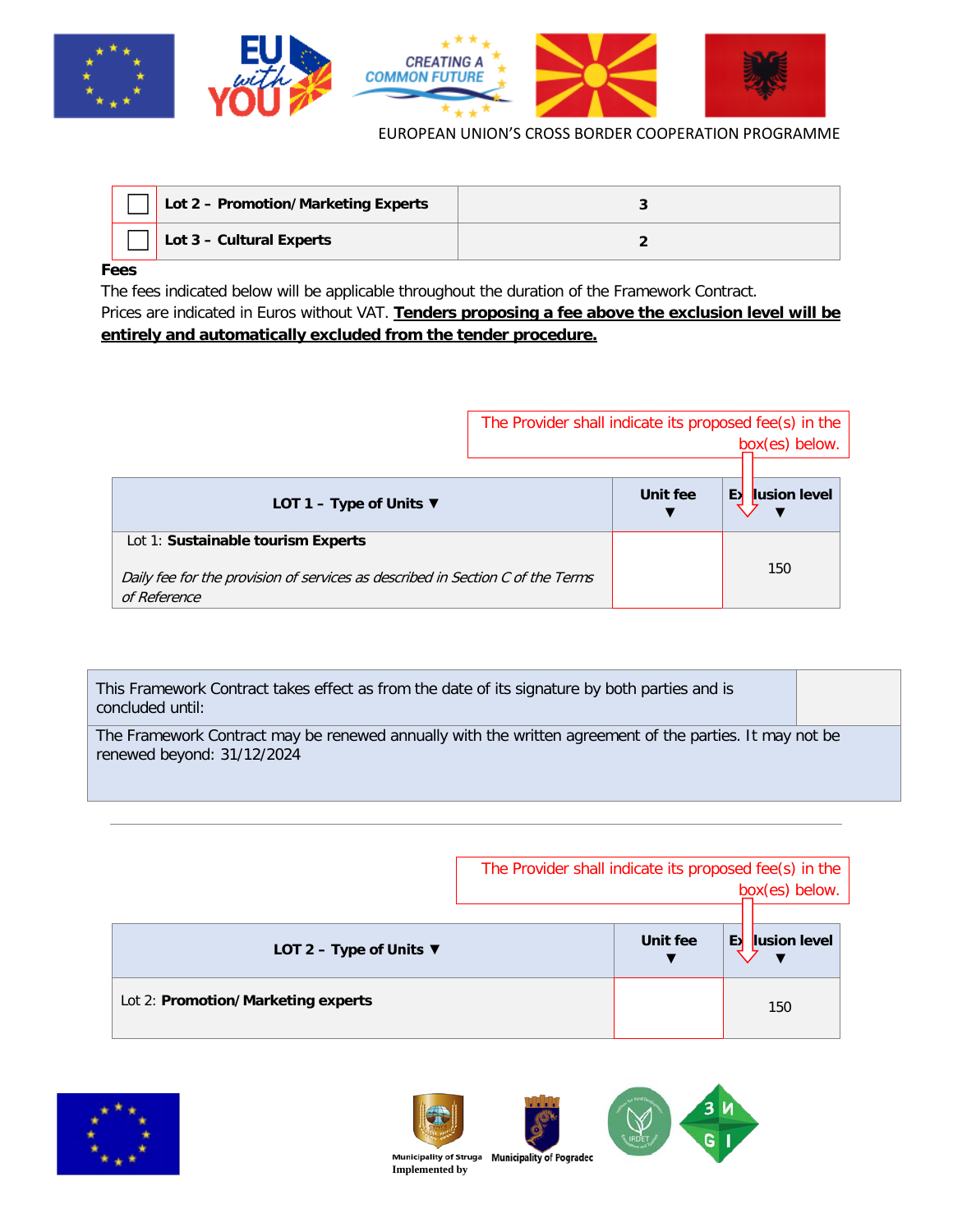| | | |
|---|---|---|
| ☐ | **Lot 2 – Promotion/Marketing Experts** | **3** |
| ☐ | **Lot 3 – Cultural Experts** | **2** |

**Fees**

The fees indicated below will be applicable throughout the duration of the Framework Contract.

Prices are indicated in Euros without VAT. **Tenders proposing a fee above the exclusion level will be entirely and automatically excluded from the tender procedure.**

The Provider shall indicate its proposed fee(s) in the box(es) below.

| LOT 1 – Type of Units ▼ | Unit fee ▼ | Exclusion level ▼ |
|---|---|---|
| Lot 1: **Sustainable tourism Experts**<br><br>*Daily fee for the provision of services as described in Section C of the Terms of Reference* | | 150 |

| | |
|---|---|
| This Framework Contract takes effect as from the date of its signature by both parties and is concluded until: | |
| The Framework Contract may be renewed annually with the written agreement of the parties. It may not be renewed beyond: 31/12/2024 | |

---

The Provider shall indicate its proposed fee(s) in the box(es) below.

| LOT 2 – Type of Units ▼ | Unit fee ▼ | Exclusion level ▼ |
|---|---|---|
| Lot 2: **Promotion/Marketing experts** | | 150 |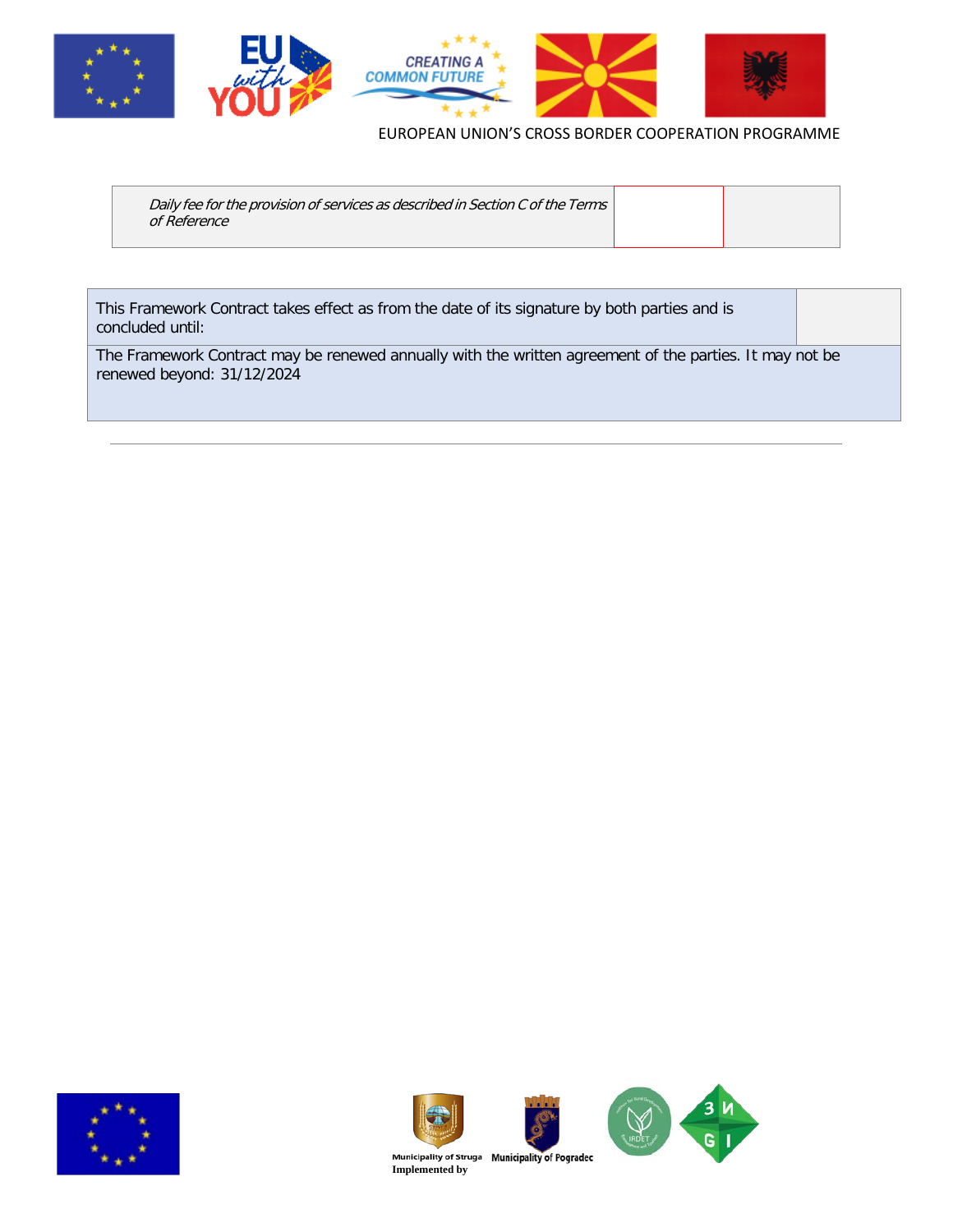| *Daily fee for the provision of services as described in Section C of the Terms of Reference* | | |
|---|---|---|

| This Framework Contract takes effect as from the date of its signature by both parties and is concluded until: | |
|---|---|
| The Framework Contract may be renewed annually with the written agreement of the parties. It may not be renewed beyond: 31/12/2024 | |

---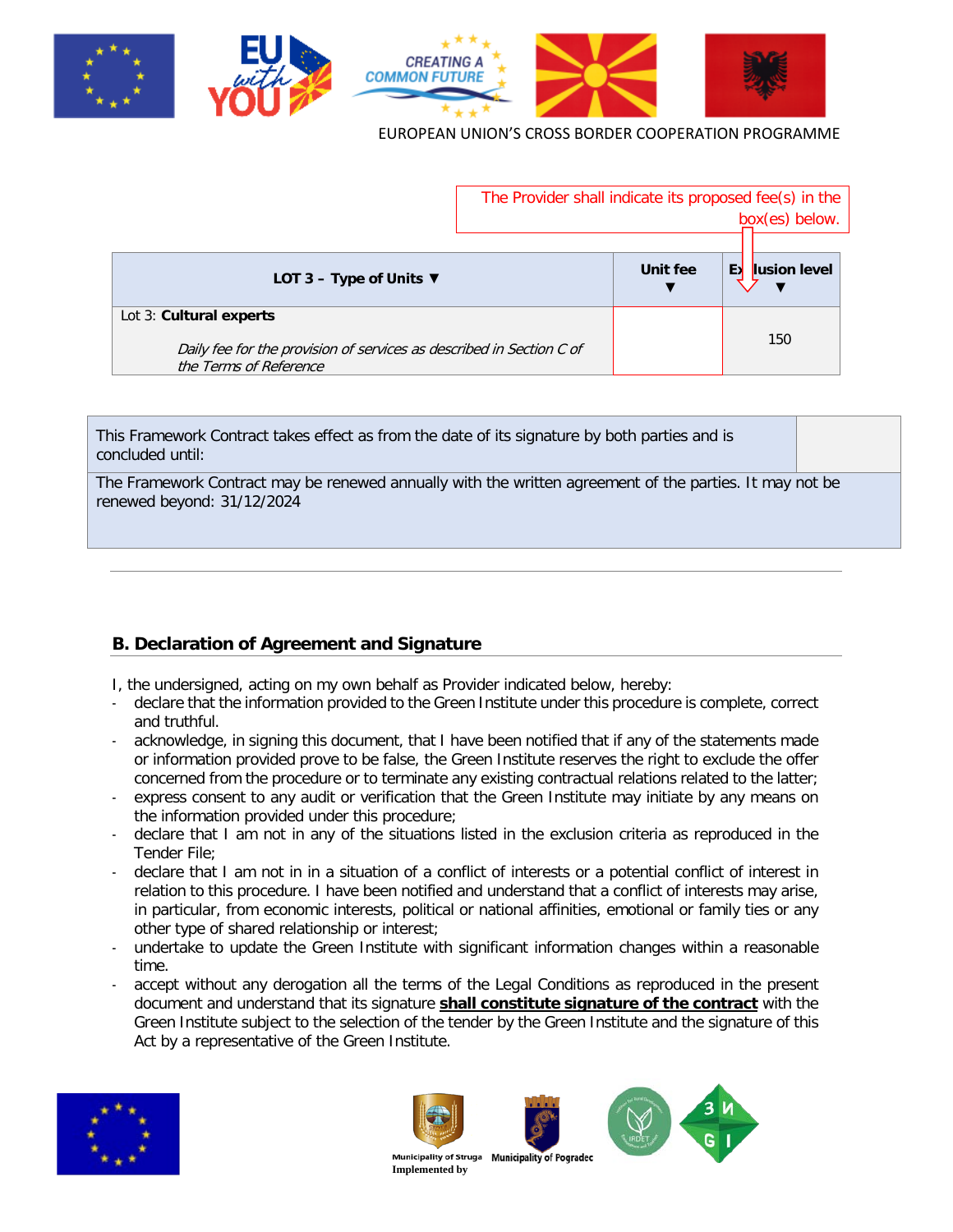The Provider shall indicate its proposed fee(s) in the box(es) below.

| LOT 3 – Type of Units ▼ | Unit fee ▼ | Exclusion level ▼ |
|---|---|---|
| Lot 3: **Cultural experts**<br>*Daily fee for the provision of services as described in Section C of the Terms of Reference* | | 150 |

| This Framework Contract takes effect as from the date of its signature by both parties and is concluded until: | |
|---|---|
| The Framework Contract may be renewed annually with the written agreement of the parties. It may not be renewed beyond: 31/12/2024 | |

## B. Declaration of Agreement and Signature

I, the undersigned, acting on my own behalf as Provider indicated below, hereby:

- declare that the information provided to the Green Institute under this procedure is complete, correct and truthful.
- acknowledge, in signing this document, that I have been notified that if any of the statements made or information provided prove to be false, the Green Institute reserves the right to exclude the offer concerned from the procedure or to terminate any existing contractual relations related to the latter;
- express consent to any audit or verification that the Green Institute may initiate by any means on the information provided under this procedure;
- declare that I am not in any of the situations listed in the exclusion criteria as reproduced in the Tender File;
- declare that I am not in in a situation of a conflict of interests or a potential conflict of interest in relation to this procedure. I have been notified and understand that a conflict of interests may arise, in particular, from economic interests, political or national affinities, emotional or family ties or any other type of shared relationship or interest;
- undertake to update the Green Institute with significant information changes within a reasonable time.
- accept without any derogation all the terms of the Legal Conditions as reproduced in the present document and understand that its signature **shall constitute signature of the contract** with the Green Institute subject to the selection of the tender by the Green Institute and the signature of this Act by a representative of the Green Institute.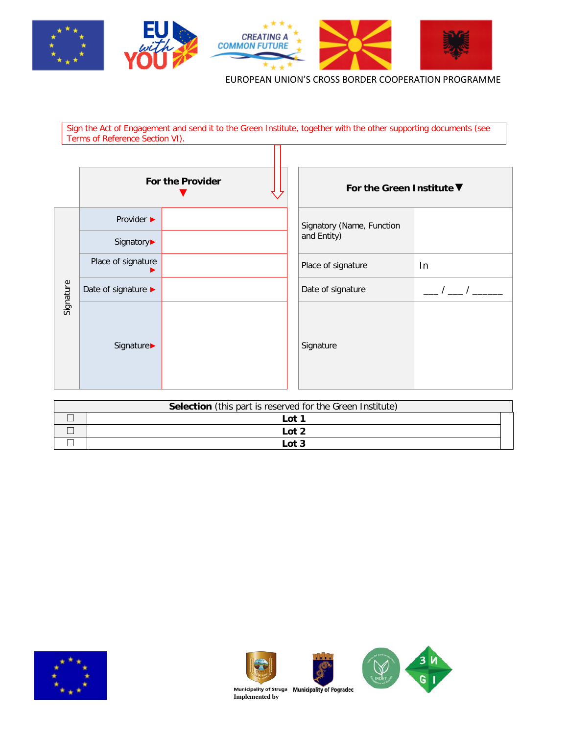EUROPEAN UNION'S CROSS BORDER COOPERATION PROGRAMME

Sign the Act of Engagement and send it to the Green Institute, together with the other supporting documents (see Terms of Reference Section VI).

| Signature | For the Provider ▼ | | For the Green Institute ▼ | |
|---|---|---|---|---|
| | Provider ► | | Signatory (Name, Function and Entity) | |
| | Signatory► | | | |
| | Place of signature ► | | Place of signature | In |
| | Date of signature ► | | Date of signature | ___ / ___ / ______ |
| | Signature► | | Signature | |

| **Selection** (this part is reserved for the Green Institute) | |
|---|---|
| ☐ | **Lot 1** |
| ☐ | **Lot 2** |
| ☐ | **Lot 3** |

Municipality of Struga Municipality of Pogradec

Implemented by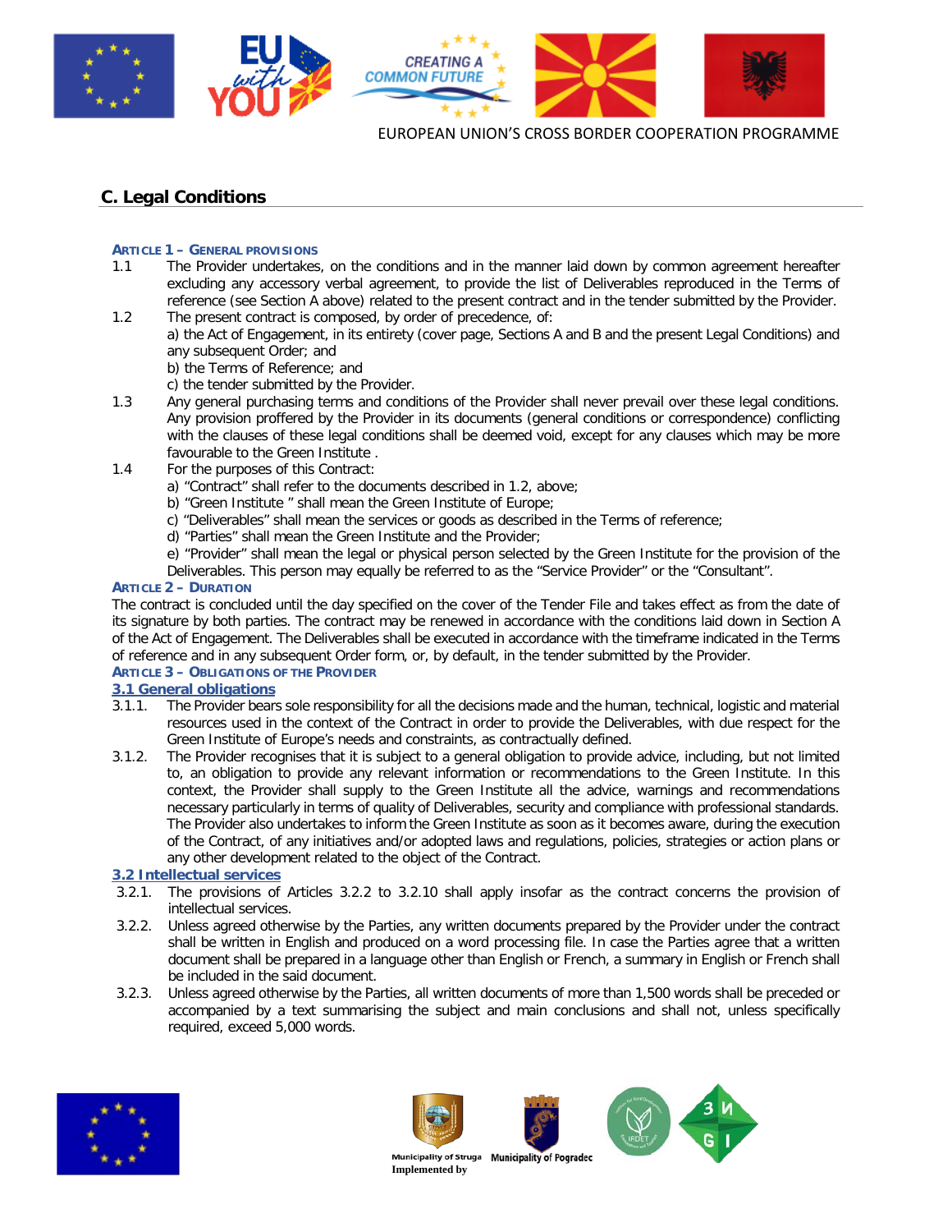## C. Legal Conditions

### ARTICLE 1 – GENERAL PROVISIONS

1.1 The Provider undertakes, on the conditions and in the manner laid down by common agreement hereafter excluding any accessory verbal agreement, to provide the list of Deliverables reproduced in the Terms of reference (see Section A above) related to the present contract and in the tender submitted by the Provider.

1.2 The present contract is composed, by order of precedence, of:
a) the Act of Engagement, in its entirety (cover page, Sections A and B and the present Legal Conditions) and any subsequent Order; and
b) the Terms of Reference; and
c) the tender submitted by the Provider.

1.3 Any general purchasing terms and conditions of the Provider shall never prevail over these legal conditions. Any provision proffered by the Provider in its documents (general conditions or correspondence) conflicting with the clauses of these legal conditions shall be deemed void, except for any clauses which may be more favourable to the Green Institute .

1.4 For the purposes of this Contract:
a) "Contract" shall refer to the documents described in 1.2, above;
b) "Green Institute " shall mean the Green Institute of Europe;
c) "Deliverables" shall mean the services or goods as described in the Terms of reference;
d) "Parties" shall mean the Green Institute and the Provider;
e) "Provider" shall mean the legal or physical person selected by the Green Institute for the provision of the Deliverables. This person may equally be referred to as the "Service Provider" or the "Consultant".

### ARTICLE 2 – DURATION

The contract is concluded until the day specified on the cover of the Tender File and takes effect as from the date of its signature by both parties. The contract may be renewed in accordance with the conditions laid down in Section A of the Act of Engagement. The Deliverables shall be executed in accordance with the timeframe indicated in the Terms of reference and in any subsequent Order form, or, by default, in the tender submitted by the Provider.

### ARTICLE 3 – OBLIGATIONS OF THE PROVIDER

#### 3.1 General obligations

3.1.1. The Provider bears sole responsibility for all the decisions made and the human, technical, logistic and material resources used in the context of the Contract in order to provide the Deliverables, with due respect for the Green Institute of Europe's needs and constraints, as contractually defined.

3.1.2. The Provider recognises that it is subject to a general obligation to provide advice, including, but not limited to, an obligation to provide any relevant information or recommendations to the Green Institute. In this context, the Provider shall supply to the Green Institute all the advice, warnings and recommendations necessary particularly in terms of quality of Deliverables, security and compliance with professional standards. The Provider also undertakes to inform the Green Institute as soon as it becomes aware, during the execution of the Contract, of any initiatives and/or adopted laws and regulations, policies, strategies or action plans or any other development related to the object of the Contract.

#### 3.2 Intellectual services

3.2.1. The provisions of Articles 3.2.2 to 3.2.10 shall apply insofar as the contract concerns the provision of intellectual services.

3.2.2. Unless agreed otherwise by the Parties, any written documents prepared by the Provider under the contract shall be written in English and produced on a word processing file. In case the Parties agree that a written document shall be prepared in a language other than English or French, a summary in English or French shall be included in the said document.

3.2.3. Unless agreed otherwise by the Parties, all written documents of more than 1,500 words shall be preceded or accompanied by a text summarising the subject and main conclusions and shall not, unless specifically required, exceed 5,000 words.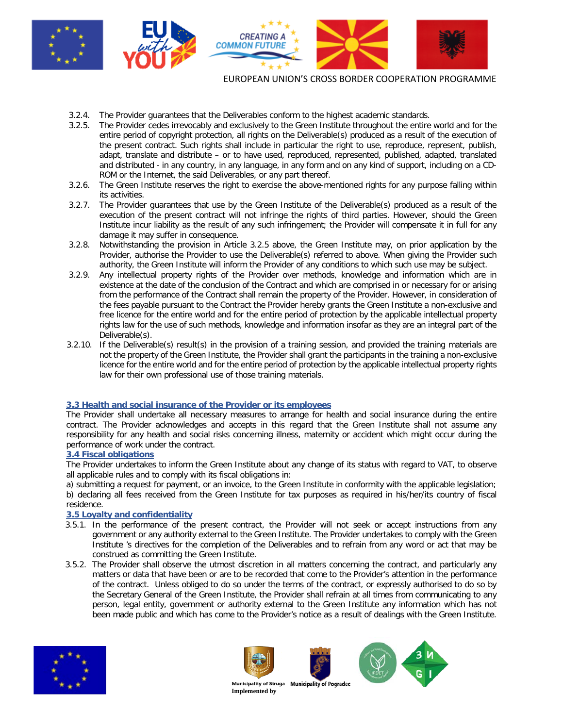3.2.4. The Provider guarantees that the Deliverables conform to the highest academic standards.

3.2.5. The Provider cedes irrevocably and exclusively to the Green Institute throughout the entire world and for the entire period of copyright protection, all rights on the Deliverable(s) produced as a result of the execution of the present contract. Such rights shall include in particular the right to use, reproduce, represent, publish, adapt, translate and distribute – or to have used, reproduced, represented, published, adapted, translated and distributed - in any country, in any language, in any form and on any kind of support, including on a CD-ROM or the Internet, the said Deliverables, or any part thereof.

3.2.6. The Green Institute reserves the right to exercise the above-mentioned rights for any purpose falling within its activities.

3.2.7. The Provider guarantees that use by the Green Institute of the Deliverable(s) produced as a result of the execution of the present contract will not infringe the rights of third parties. However, should the Green Institute incur liability as the result of any such infringement; the Provider will compensate it in full for any damage it may suffer in consequence.

3.2.8. Notwithstanding the provision in Article 3.2.5 above, the Green Institute may, on prior application by the Provider, authorise the Provider to use the Deliverable(s) referred to above. When giving the Provider such authority, the Green Institute will inform the Provider of any conditions to which such use may be subject.

3.2.9. Any intellectual property rights of the Provider over methods, knowledge and information which are in existence at the date of the conclusion of the Contract and which are comprised in or necessary for or arising from the performance of the Contract shall remain the property of the Provider. However, in consideration of the fees payable pursuant to the Contract the Provider hereby grants the Green Institute a non-exclusive and free licence for the entire world and for the entire period of protection by the applicable intellectual property rights law for the use of such methods, knowledge and information insofar as they are an integral part of the Deliverable(s).

3.2.10. If the Deliverable(s) result(s) in the provision of a training session, and provided the training materials are not the property of the Green Institute, the Provider shall grant the participants in the training a non-exclusive licence for the entire world and for the entire period of protection by the applicable intellectual property rights law for their own professional use of those training materials.

### 3.3 Health and social insurance of the Provider or its employees

The Provider shall undertake all necessary measures to arrange for health and social insurance during the entire contract. The Provider acknowledges and accepts in this regard that the Green Institute shall not assume any responsibility for any health and social risks concerning illness, maternity or accident which might occur during the performance of work under the contract.

### 3.4 Fiscal obligations

The Provider undertakes to inform the Green Institute about any change of its status with regard to VAT, to observe all applicable rules and to comply with its fiscal obligations in:

a) submitting a request for payment, or an invoice, to the Green Institute in conformity with the applicable legislation;

b) declaring all fees received from the Green Institute for tax purposes as required in his/her/its country of fiscal residence.

### 3.5 Loyalty and confidentiality

3.5.1. In the performance of the present contract, the Provider will not seek or accept instructions from any government or any authority external to the Green Institute. The Provider undertakes to comply with the Green Institute 's directives for the completion of the Deliverables and to refrain from any word or act that may be construed as committing the Green Institute.

3.5.2. The Provider shall observe the utmost discretion in all matters concerning the contract, and particularly any matters or data that have been or are to be recorded that come to the Provider's attention in the performance of the contract. Unless obliged to do so under the terms of the contract, or expressly authorised to do so by the Secretary General of the Green Institute, the Provider shall refrain at all times from communicating to any person, legal entity, government or authority external to the Green Institute any information which has not been made public and which has come to the Provider's notice as a result of dealings with the Green Institute.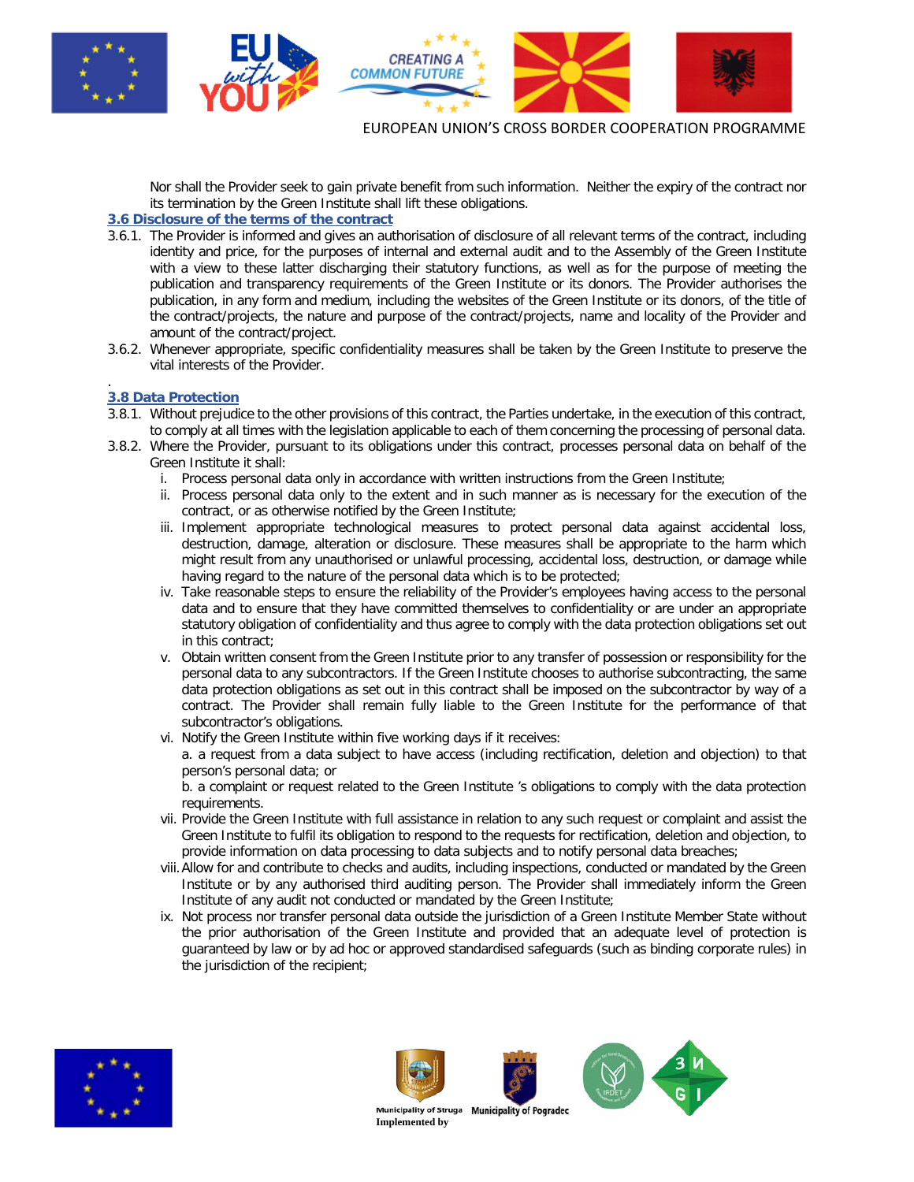Nor shall the Provider seek to gain private benefit from such information. Neither the expiry of the contract nor its termination by the Green Institute shall lift these obligations.

### 3.6 Disclosure of the terms of the contract

3.6.1. The Provider is informed and gives an authorisation of disclosure of all relevant terms of the contract, including identity and price, for the purposes of internal and external audit and to the Assembly of the Green Institute with a view to these latter discharging their statutory functions, as well as for the purpose of meeting the publication and transparency requirements of the Green Institute or its donors. The Provider authorises the publication, in any form and medium, including the websites of the Green Institute or its donors, of the title of the contract/projects, the nature and purpose of the contract/projects, name and locality of the Provider and amount of the contract/project.

3.6.2. Whenever appropriate, specific confidentiality measures shall be taken by the Green Institute to preserve the vital interests of the Provider.

.

### 3.8 Data Protection

3.8.1. Without prejudice to the other provisions of this contract, the Parties undertake, in the execution of this contract, to comply at all times with the legislation applicable to each of them concerning the processing of personal data.

3.8.2. Where the Provider, pursuant to its obligations under this contract, processes personal data on behalf of the Green Institute it shall:

i. Process personal data only in accordance with written instructions from the Green Institute;

ii. Process personal data only to the extent and in such manner as is necessary for the execution of the contract, or as otherwise notified by the Green Institute;

iii. Implement appropriate technological measures to protect personal data against accidental loss, destruction, damage, alteration or disclosure. These measures shall be appropriate to the harm which might result from any unauthorised or unlawful processing, accidental loss, destruction, or damage while having regard to the nature of the personal data which is to be protected;

iv. Take reasonable steps to ensure the reliability of the Provider's employees having access to the personal data and to ensure that they have committed themselves to confidentiality or are under an appropriate statutory obligation of confidentiality and thus agree to comply with the data protection obligations set out in this contract;

v. Obtain written consent from the Green Institute prior to any transfer of possession or responsibility for the personal data to any subcontractors. If the Green Institute chooses to authorise subcontracting, the same data protection obligations as set out in this contract shall be imposed on the subcontractor by way of a contract. The Provider shall remain fully liable to the Green Institute for the performance of that subcontractor's obligations.

vi. Notify the Green Institute within five working days if it receives:

a. a request from a data subject to have access (including rectification, deletion and objection) to that person's personal data; or

b. a complaint or request related to the Green Institute 's obligations to comply with the data protection requirements.

vii. Provide the Green Institute with full assistance in relation to any such request or complaint and assist the Green Institute to fulfil its obligation to respond to the requests for rectification, deletion and objection, to provide information on data processing to data subjects and to notify personal data breaches;

viii. Allow for and contribute to checks and audits, including inspections, conducted or mandated by the Green Institute or by any authorised third auditing person. The Provider shall immediately inform the Green Institute of any audit not conducted or mandated by the Green Institute;

ix. Not process nor transfer personal data outside the jurisdiction of a Green Institute Member State without the prior authorisation of the Green Institute and provided that an adequate level of protection is guaranteed by law or by ad hoc or approved standardised safeguards (such as binding corporate rules) in the jurisdiction of the recipient;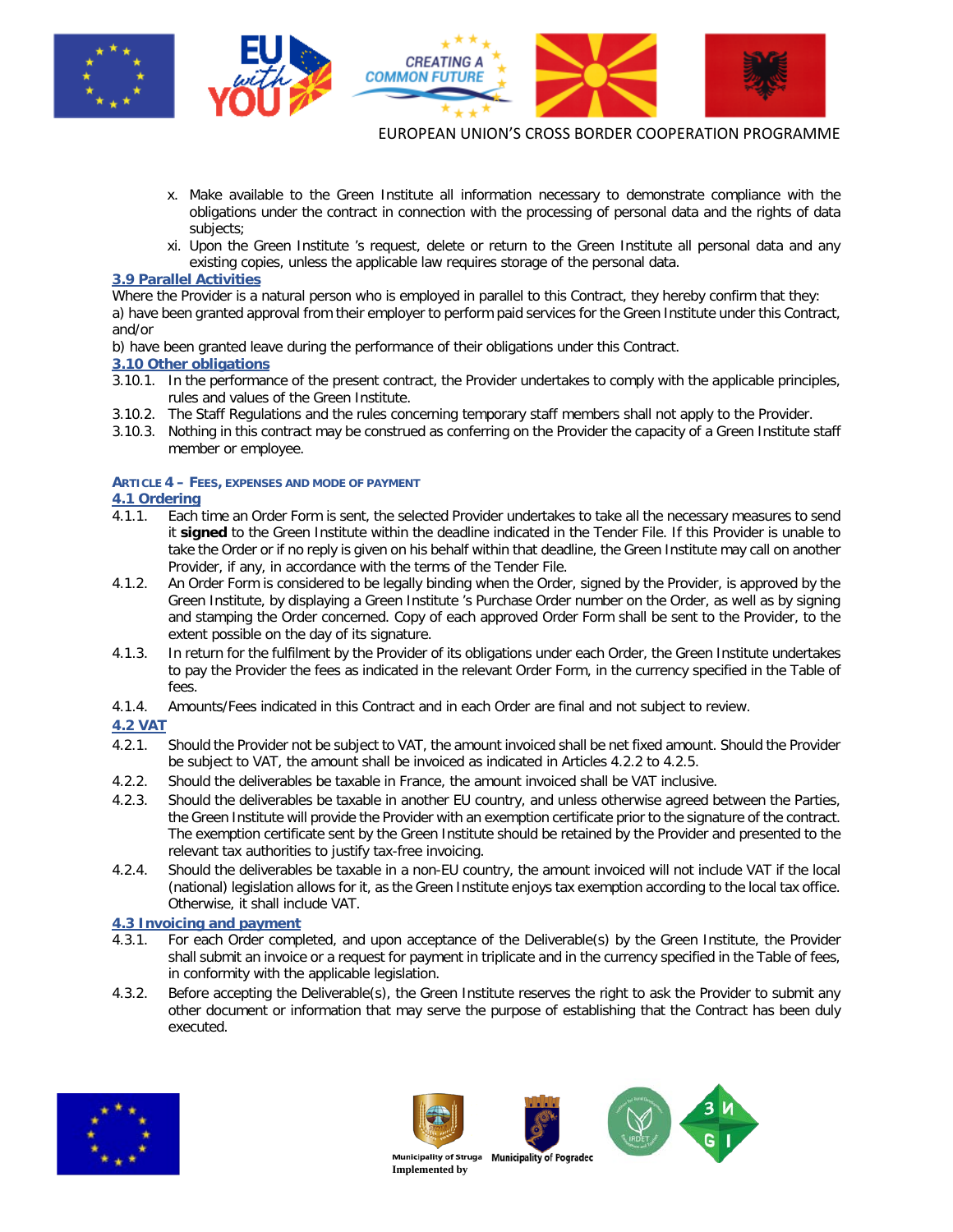x. Make available to the Green Institute all information necessary to demonstrate compliance with the obligations under the contract in connection with the processing of personal data and the rights of data subjects;

xi. Upon the Green Institute 's request, delete or return to the Green Institute all personal data and any existing copies, unless the applicable law requires storage of the personal data.

### 3.9 Parallel Activities

Where the Provider is a natural person who is employed in parallel to this Contract, they hereby confirm that they:

a) have been granted approval from their employer to perform paid services for the Green Institute under this Contract, and/or

b) have been granted leave during the performance of their obligations under this Contract.

### 3.10 Other obligations

3.10.1. In the performance of the present contract, the Provider undertakes to comply with the applicable principles, rules and values of the Green Institute.

3.10.2. The Staff Regulations and the rules concerning temporary staff members shall not apply to the Provider.

3.10.3. Nothing in this contract may be construed as conferring on the Provider the capacity of a Green Institute staff member or employee.

## ARTICLE 4 – FEES, EXPENSES AND MODE OF PAYMENT

### 4.1 Ordering

4.1.1. Each time an Order Form is sent, the selected Provider undertakes to take all the necessary measures to send it **signed** to the Green Institute within the deadline indicated in the Tender File. If this Provider is unable to take the Order or if no reply is given on his behalf within that deadline, the Green Institute may call on another Provider, if any, in accordance with the terms of the Tender File.

4.1.2. An Order Form is considered to be legally binding when the Order, signed by the Provider, is approved by the Green Institute, by displaying a Green Institute 's Purchase Order number on the Order, as well as by signing and stamping the Order concerned. Copy of each approved Order Form shall be sent to the Provider, to the extent possible on the day of its signature.

4.1.3. In return for the fulfilment by the Provider of its obligations under each Order, the Green Institute undertakes to pay the Provider the fees as indicated in the relevant Order Form, in the currency specified in the Table of fees.

4.1.4. Amounts/Fees indicated in this Contract and in each Order are final and not subject to review.

### 4.2 VAT

4.2.1. Should the Provider not be subject to VAT, the amount invoiced shall be net fixed amount. Should the Provider be subject to VAT, the amount shall be invoiced as indicated in Articles 4.2.2 to 4.2.5.

4.2.2. Should the deliverables be taxable in France, the amount invoiced shall be VAT inclusive.

4.2.3. Should the deliverables be taxable in another EU country, and unless otherwise agreed between the Parties, the Green Institute will provide the Provider with an exemption certificate prior to the signature of the contract. The exemption certificate sent by the Green Institute should be retained by the Provider and presented to the relevant tax authorities to justify tax-free invoicing.

4.2.4. Should the deliverables be taxable in a non-EU country, the amount invoiced will not include VAT if the local (national) legislation allows for it, as the Green Institute enjoys tax exemption according to the local tax office. Otherwise, it shall include VAT.

### 4.3 Invoicing and payment

4.3.1. For each Order completed, and upon acceptance of the Deliverable(s) by the Green Institute, the Provider shall submit an invoice or a request for payment in triplicate and in the currency specified in the Table of fees, in conformity with the applicable legislation.

4.3.2. Before accepting the Deliverable(s), the Green Institute reserves the right to ask the Provider to submit any other document or information that may serve the purpose of establishing that the Contract has been duly executed.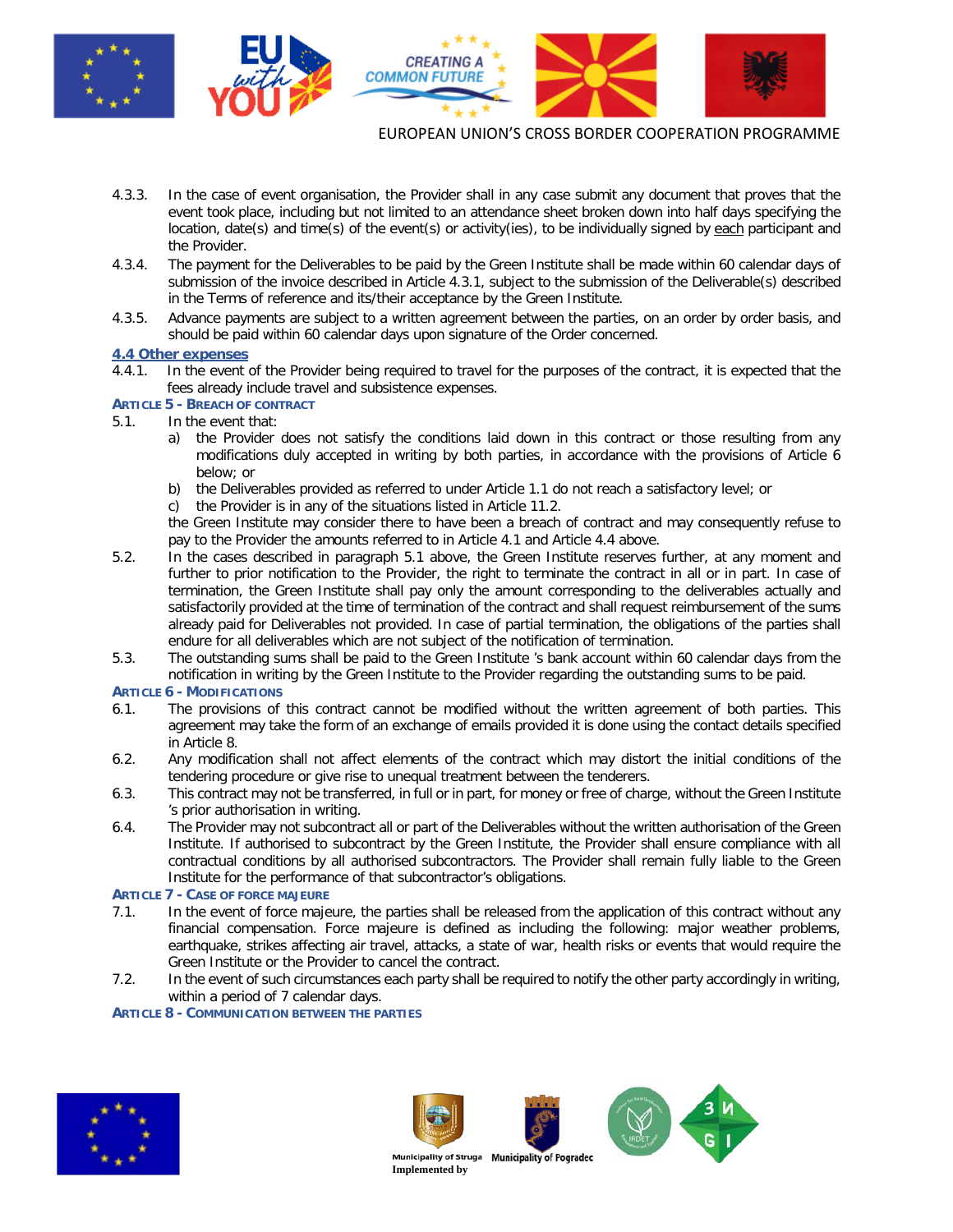4.3.3. In the case of event organisation, the Provider shall in any case submit any document that proves that the event took place, including but not limited to an attendance sheet broken down into half days specifying the location, date(s) and time(s) of the event(s) or activity(ies), to be individually signed by each participant and the Provider.

4.3.4. The payment for the Deliverables to be paid by the Green Institute shall be made within 60 calendar days of submission of the invoice described in Article 4.3.1, subject to the submission of the Deliverable(s) described in the Terms of reference and its/their acceptance by the Green Institute.

4.3.5. Advance payments are subject to a written agreement between the parties, on an order by order basis, and should be paid within 60 calendar days upon signature of the Order concerned.

### 4.4 Other expenses

4.4.1. In the event of the Provider being required to travel for the purposes of the contract, it is expected that the fees already include travel and subsistence expenses.

## ARTICLE 5 - BREACH OF CONTRACT

5.1. In the event that:

a) the Provider does not satisfy the conditions laid down in this contract or those resulting from any modifications duly accepted in writing by both parties, in accordance with the provisions of Article 6 below; or

b) the Deliverables provided as referred to under Article 1.1 do not reach a satisfactory level; or

c) the Provider is in any of the situations listed in Article 11.2.

the Green Institute may consider there to have been a breach of contract and may consequently refuse to pay to the Provider the amounts referred to in Article 4.1 and Article 4.4 above.

5.2. In the cases described in paragraph 5.1 above, the Green Institute reserves further, at any moment and further to prior notification to the Provider, the right to terminate the contract in all or in part. In case of termination, the Green Institute shall pay only the amount corresponding to the deliverables actually and satisfactorily provided at the time of termination of the contract and shall request reimbursement of the sums already paid for Deliverables not provided. In case of partial termination, the obligations of the parties shall endure for all deliverables which are not subject of the notification of termination.

5.3. The outstanding sums shall be paid to the Green Institute 's bank account within 60 calendar days from the notification in writing by the Green Institute to the Provider regarding the outstanding sums to be paid.

## ARTICLE 6 - MODIFICATIONS

6.1. The provisions of this contract cannot be modified without the written agreement of both parties. This agreement may take the form of an exchange of emails provided it is done using the contact details specified in Article 8.

6.2. Any modification shall not affect elements of the contract which may distort the initial conditions of the tendering procedure or give rise to unequal treatment between the tenderers.

6.3. This contract may not be transferred, in full or in part, for money or free of charge, without the Green Institute 's prior authorisation in writing.

6.4. The Provider may not subcontract all or part of the Deliverables without the written authorisation of the Green Institute. If authorised to subcontract by the Green Institute, the Provider shall ensure compliance with all contractual conditions by all authorised subcontractors. The Provider shall remain fully liable to the Green Institute for the performance of that subcontractor's obligations.

## ARTICLE 7 - CASE OF FORCE MAJEURE

7.1. In the event of force majeure, the parties shall be released from the application of this contract without any financial compensation. Force majeure is defined as including the following: major weather problems, earthquake, strikes affecting air travel, attacks, a state of war, health risks or events that would require the Green Institute or the Provider to cancel the contract.

7.2. In the event of such circumstances each party shall be required to notify the other party accordingly in writing, within a period of 7 calendar days.

## ARTICLE 8 - COMMUNICATION BETWEEN THE PARTIES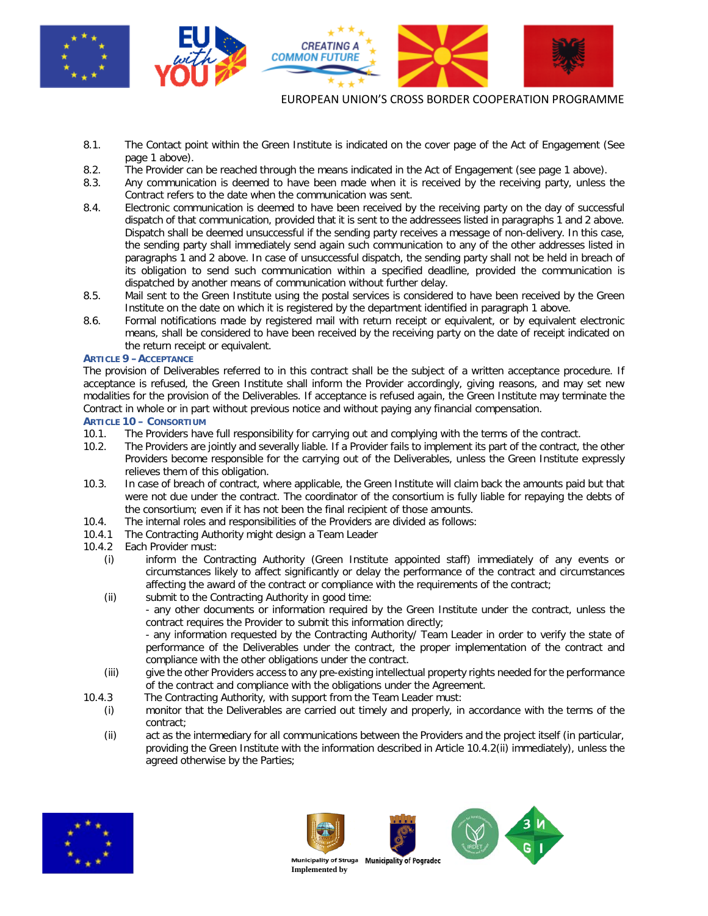8.1. The Contact point within the Green Institute is indicated on the cover page of the Act of Engagement (See page 1 above).

8.2. The Provider can be reached through the means indicated in the Act of Engagement (see page 1 above).

8.3. Any communication is deemed to have been made when it is received by the receiving party, unless the Contract refers to the date when the communication was sent.

8.4. Electronic communication is deemed to have been received by the receiving party on the day of successful dispatch of that communication, provided that it is sent to the addressees listed in paragraphs 1 and 2 above. Dispatch shall be deemed unsuccessful if the sending party receives a message of non-delivery. In this case, the sending party shall immediately send again such communication to any of the other addresses listed in paragraphs 1 and 2 above. In case of unsuccessful dispatch, the sending party shall not be held in breach of its obligation to send such communication within a specified deadline, provided the communication is dispatched by another means of communication without further delay.

8.5. Mail sent to the Green Institute using the postal services is considered to have been received by the Green Institute on the date on which it is registered by the department identified in paragraph 1 above.

8.6. Formal notifications made by registered mail with return receipt or equivalent, or by equivalent electronic means, shall be considered to have been received by the receiving party on the date of receipt indicated on the return receipt or equivalent.

### ARTICLE 9 – ACCEPTANCE

The provision of Deliverables referred to in this contract shall be the subject of a written acceptance procedure. If acceptance is refused, the Green Institute shall inform the Provider accordingly, giving reasons, and may set new modalities for the provision of the Deliverables. If acceptance is refused again, the Green Institute may terminate the Contract in whole or in part without previous notice and without paying any financial compensation.

### ARTICLE 10 – CONSORTIUM

10.1. The Providers have full responsibility for carrying out and complying with the terms of the contract.

10.2. The Providers are jointly and severally liable. If a Provider fails to implement its part of the contract, the other Providers become responsible for the carrying out of the Deliverables, unless the Green Institute expressly relieves them of this obligation.

10.3. In case of breach of contract, where applicable, the Green Institute will claim back the amounts paid but that were not due under the contract. The coordinator of the consortium is fully liable for repaying the debts of the consortium; even if it has not been the final recipient of those amounts.

10.4. The internal roles and responsibilities of the Providers are divided as follows:

10.4.1 The Contracting Authority might design a Team Leader

10.4.2 Each Provider must:

(i) inform the Contracting Authority (Green Institute appointed staff) immediately of any events or circumstances likely to affect significantly or delay the performance of the contract and circumstances affecting the award of the contract or compliance with the requirements of the contract;

(ii) submit to the Contracting Authority in good time:
- any other documents or information required by the Green Institute under the contract, unless the contract requires the Provider to submit this information directly;
- any information requested by the Contracting Authority/ Team Leader in order to verify the state of performance of the Deliverables under the contract, the proper implementation of the contract and compliance with the other obligations under the contract.

(iii) give the other Providers access to any pre-existing intellectual property rights needed for the performance of the contract and compliance with the obligations under the Agreement.

10.4.3 The Contracting Authority, with support from the Team Leader must:

(i) monitor that the Deliverables are carried out timely and properly, in accordance with the terms of the contract;

(ii) act as the intermediary for all communications between the Providers and the project itself (in particular, providing the Green Institute with the information described in Article 10.4.2(ii) immediately), unless the agreed otherwise by the Parties;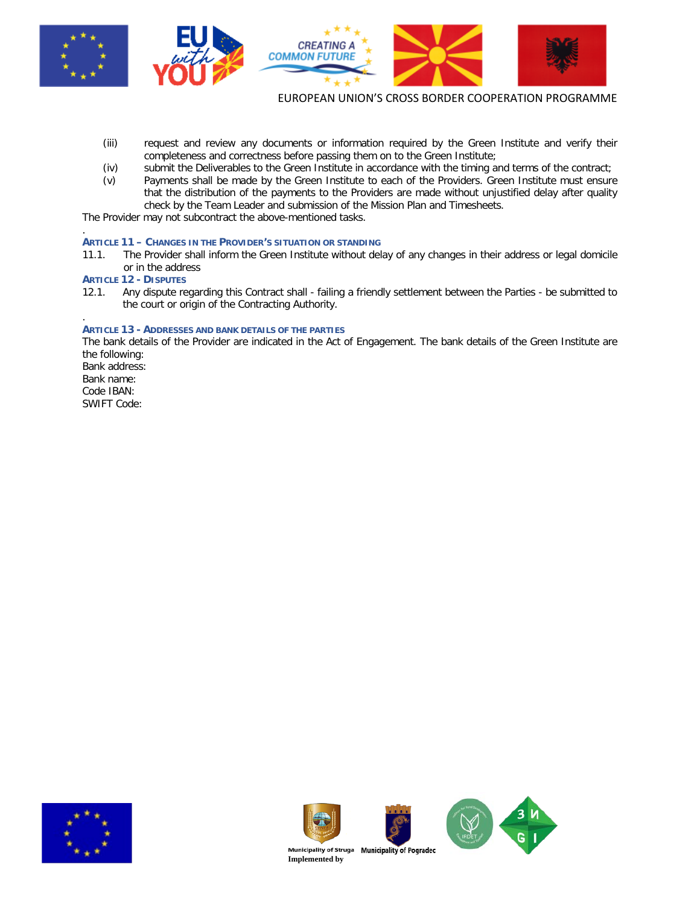(iii) request and review any documents or information required by the Green Institute and verify their completeness and correctness before passing them on to the Green Institute;

(iv) submit the Deliverables to the Green Institute in accordance with the timing and terms of the contract;

(v) Payments shall be made by the Green Institute to each of the Providers. Green Institute must ensure that the distribution of the payments to the Providers are made without unjustified delay after quality check by the Team Leader and submission of the Mission Plan and Timesheets.

The Provider may not subcontract the above-mentioned tasks.

.

### ARTICLE 11 – CHANGES IN THE PROVIDER'S SITUATION OR STANDING

11.1. The Provider shall inform the Green Institute without delay of any changes in their address or legal domicile or in the address

### ARTICLE 12 - DISPUTES

12.1. Any dispute regarding this Contract shall - failing a friendly settlement between the Parties - be submitted to the court or origin of the Contracting Authority.

.

### ARTICLE 13 - ADDRESSES AND BANK DETAILS OF THE PARTIES

The bank details of the Provider are indicated in the Act of Engagement. The bank details of the Green Institute are the following:

Bank address:

Bank name:

Code IBAN:

SWIFT Code: